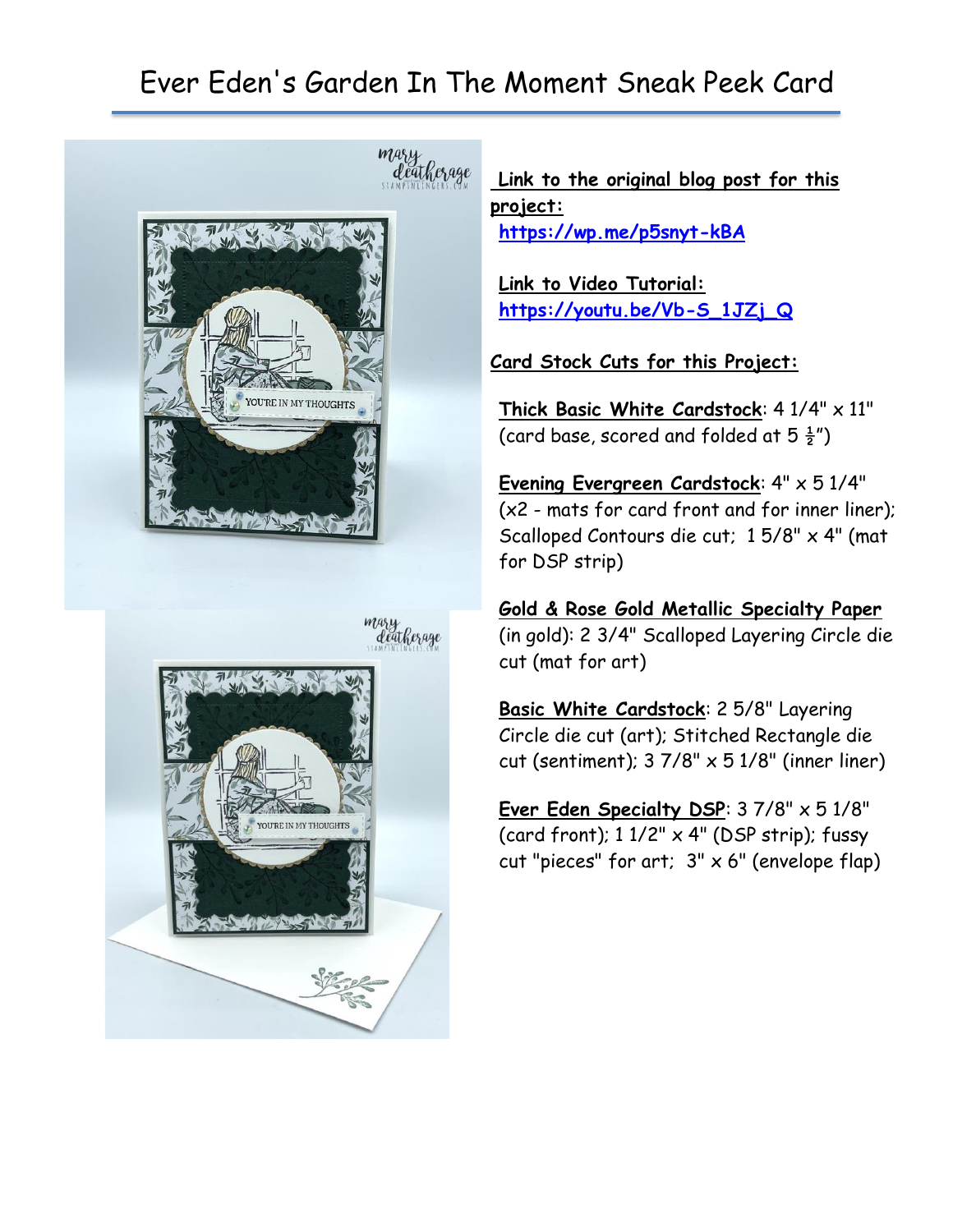# Ever Eden's Garden In The Moment Sneak Peek Card

**Link to the original blog post for this project:**
**https://wp.me/p5snyt-kBA**

**Link to Video Tutorial:**
**https://youtu.be/Vb-S_1JZj_Q**

**Card Stock Cuts for this Project:**

**Thick Basic White Cardstock**: 4 1/4" x 11" (card base, scored and folded at 5 ½")

**Evening Evergreen Cardstock**: 4" x 5 1/4" (x2 - mats for card front and for inner liner); Scalloped Contours die cut; 1 5/8" x 4" (mat for DSP strip)

**Gold & Rose Gold Metallic Specialty Paper** (in gold): 2 3/4" Scalloped Layering Circle die cut (mat for art)

**Basic White Cardstock**: 2 5/8" Layering Circle die cut (art); Stitched Rectangle die cut (sentiment); 3 7/8" x 5 1/8" (inner liner)

**Ever Eden Specialty DSP**: 3 7/8" x 5 1/8" (card front); 1 1/2" x 4" (DSP strip); fussy cut "pieces" for art; 3" x 6" (envelope flap)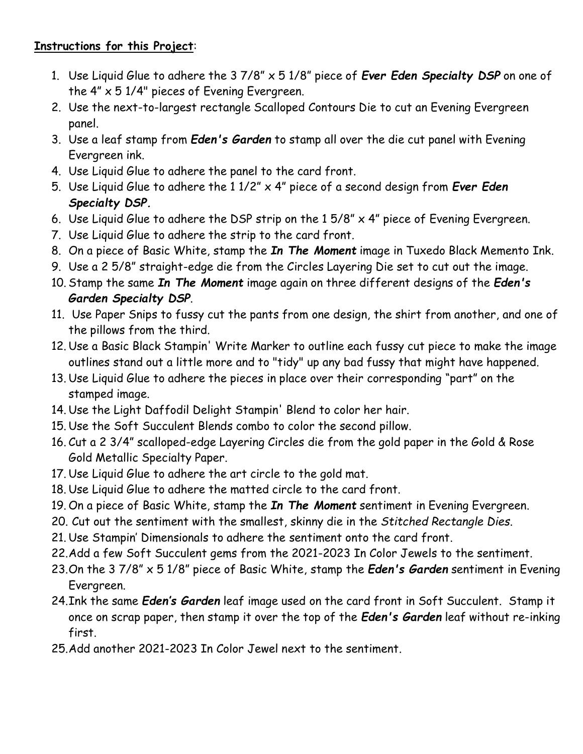**Instructions for this Project**:

1. Use Liquid Glue to adhere the 3 7/8" x 5 1/8" piece of ***Ever Eden Specialty DSP*** on one of the 4" x 5 1/4" pieces of Evening Evergreen.
2. Use the next-to-largest rectangle Scalloped Contours Die to cut an Evening Evergreen panel.
3. Use a leaf stamp from ***Eden's Garden*** to stamp all over the die cut panel with Evening Evergreen ink.
4. Use Liquid Glue to adhere the panel to the card front.
5. Use Liquid Glue to adhere the 1 1/2" x 4" piece of a second design from ***Ever Eden Specialty DSP.***
6. Use Liquid Glue to adhere the DSP strip on the 1 5/8" x 4" piece of Evening Evergreen.
7. Use Liquid Glue to adhere the strip to the card front.
8. On a piece of Basic White, stamp the ***In The Moment*** image in Tuxedo Black Memento Ink.
9. Use a 2 5/8" straight-edge die from the Circles Layering Die set to cut out the image.
10. Stamp the same ***In The Moment*** image again on three different designs of the ***Eden's Garden Specialty DSP***.
11. Use Paper Snips to fussy cut the pants from one design, the shirt from another, and one of the pillows from the third.
12. Use a Basic Black Stampin' Write Marker to outline each fussy cut piece to make the image outlines stand out a little more and to "tidy" up any bad fussy that might have happened.
13. Use Liquid Glue to adhere the pieces in place over their corresponding "part" on the stamped image.
14. Use the Light Daffodil Delight Stampin' Blend to color her hair.
15. Use the Soft Succulent Blends combo to color the second pillow.
16. Cut a 2 3/4" scalloped-edge Layering Circles die from the gold paper in the Gold & Rose Gold Metallic Specialty Paper.
17. Use Liquid Glue to adhere the art circle to the gold mat.
18. Use Liquid Glue to adhere the matted circle to the card front.
19. On a piece of Basic White, stamp the ***In The Moment*** sentiment in Evening Evergreen.
20. Cut out the sentiment with the smallest, skinny die in the *Stitched Rectangle Dies*.
21. Use Stampin' Dimensionals to adhere the sentiment onto the card front.
22. Add a few Soft Succulent gems from the 2021-2023 In Color Jewels to the sentiment.
23. On the 3 7/8" x 5 1/8" piece of Basic White, stamp the ***Eden's Garden*** sentiment in Evening Evergreen.
24. Ink the same ***Eden's Garden*** leaf image used on the card front in Soft Succulent. Stamp it once on scrap paper, then stamp it over the top of the ***Eden's Garden*** leaf without re-inking first.
25. Add another 2021-2023 In Color Jewel next to the sentiment.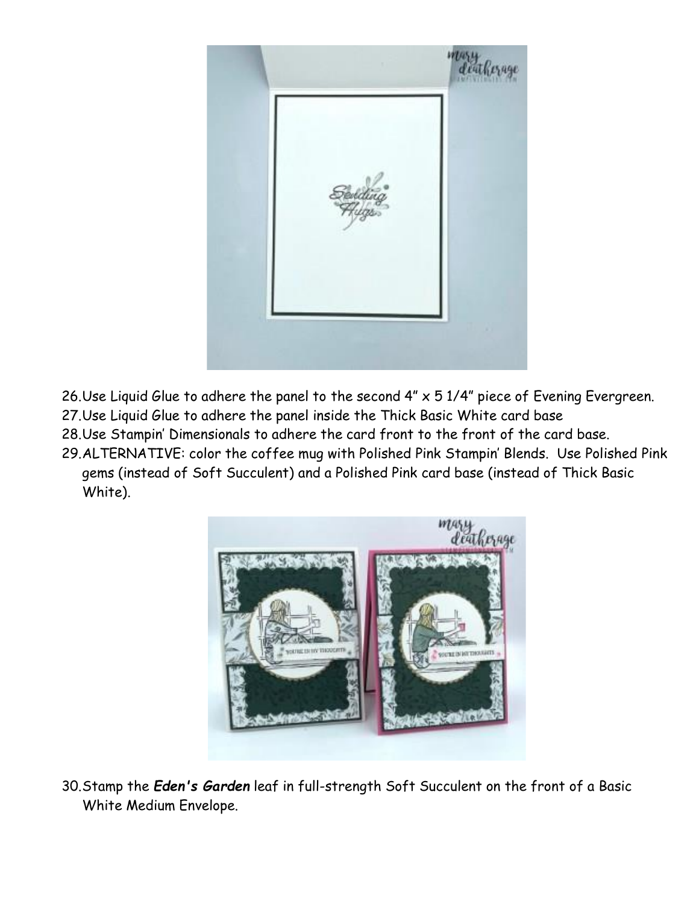26. Use Liquid Glue to adhere the panel to the second 4" x 5 1/4" piece of Evening Evergreen.
27. Use Liquid Glue to adhere the panel inside the Thick Basic White card base
28. Use Stampin' Dimensionals to adhere the card front to the front of the card base.
29. ALTERNATIVE: color the coffee mug with Polished Pink Stampin' Blends. Use Polished Pink gems (instead of Soft Succulent) and a Polished Pink card base (instead of Thick Basic White).

30. Stamp the ***Eden's Garden*** leaf in full-strength Soft Succulent on the front of a Basic White Medium Envelope.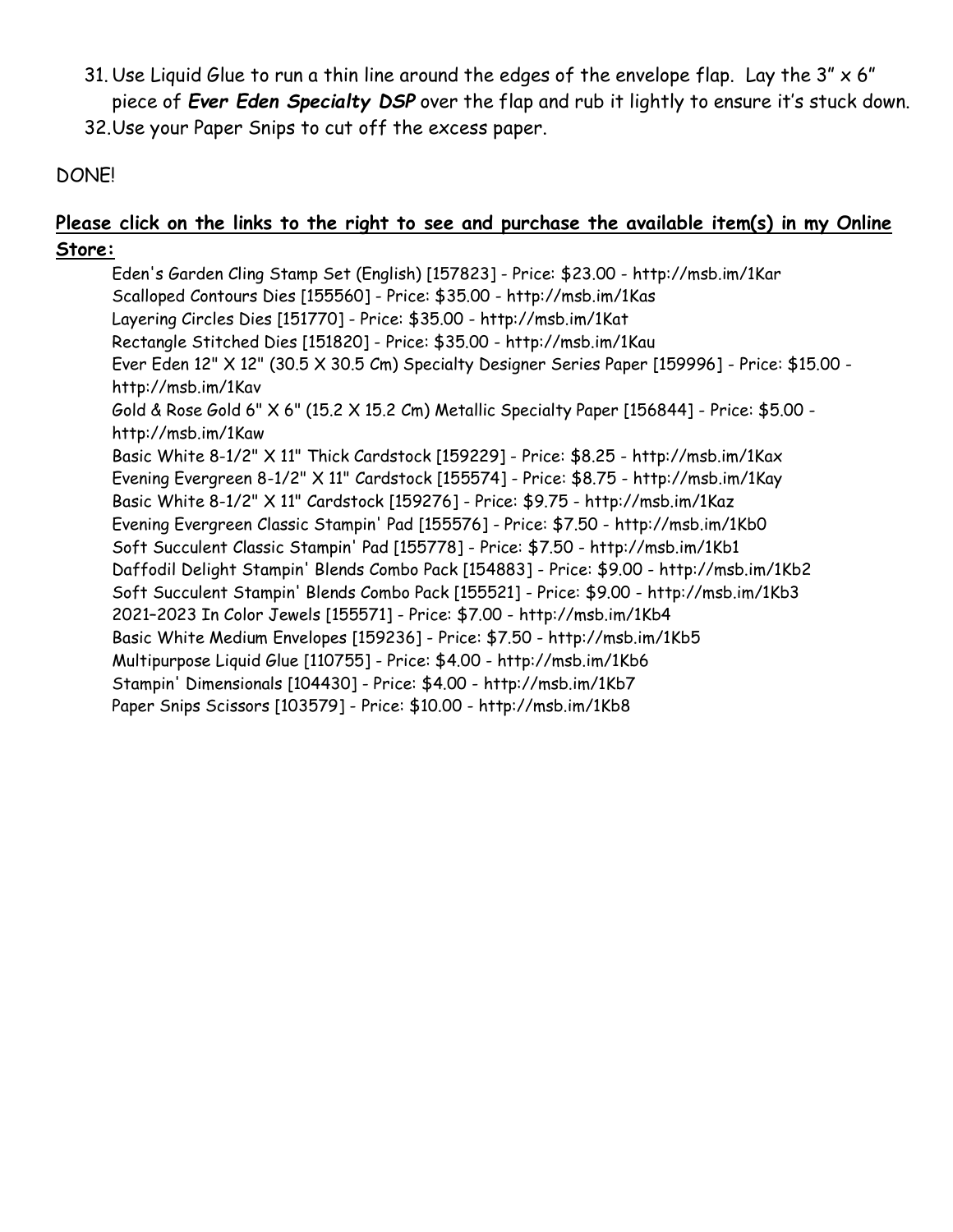31. Use Liquid Glue to run a thin line around the edges of the envelope flap. Lay the 3" x 6" piece of ***Ever Eden Specialty DSP*** over the flap and rub it lightly to ensure it's stuck down.
32. Use your Paper Snips to cut off the excess paper.

DONE!

**Please click on the links to the right to see and purchase the available item(s) in my Online Store:**

Eden's Garden Cling Stamp Set (English) [157823] - Price: $23.00 - http://msb.im/1Kar
Scalloped Contours Dies [155560] - Price: $35.00 - http://msb.im/1Kas
Layering Circles Dies [151770] - Price: $35.00 - http://msb.im/1Kat
Rectangle Stitched Dies [151820] - Price: $35.00 - http://msb.im/1Kau
Ever Eden 12" X 12" (30.5 X 30.5 Cm) Specialty Designer Series Paper [159996] - Price: $15.00 - http://msb.im/1Kav
Gold & Rose Gold 6" X 6" (15.2 X 15.2 Cm) Metallic Specialty Paper [156844] - Price: $5.00 - http://msb.im/1Kaw
Basic White 8-1/2" X 11" Thick Cardstock [159229] - Price: $8.25 - http://msb.im/1Kax
Evening Evergreen 8-1/2" X 11" Cardstock [155574] - Price: $8.75 - http://msb.im/1Kay
Basic White 8-1/2" X 11" Cardstock [159276] - Price: $9.75 - http://msb.im/1Kaz
Evening Evergreen Classic Stampin' Pad [155576] - Price: $7.50 - http://msb.im/1Kb0
Soft Succulent Classic Stampin' Pad [155778] - Price: $7.50 - http://msb.im/1Kb1
Daffodil Delight Stampin' Blends Combo Pack [154883] - Price: $9.00 - http://msb.im/1Kb2
Soft Succulent Stampin' Blends Combo Pack [155521] - Price: $9.00 - http://msb.im/1Kb3
2021–2023 In Color Jewels [155571] - Price: $7.00 - http://msb.im/1Kb4
Basic White Medium Envelopes [159236] - Price: $7.50 - http://msb.im/1Kb5
Multipurpose Liquid Glue [110755] - Price: $4.00 - http://msb.im/1Kb6
Stampin' Dimensionals [104430] - Price: $4.00 - http://msb.im/1Kb7
Paper Snips Scissors [103579] - Price: $10.00 - http://msb.im/1Kb8